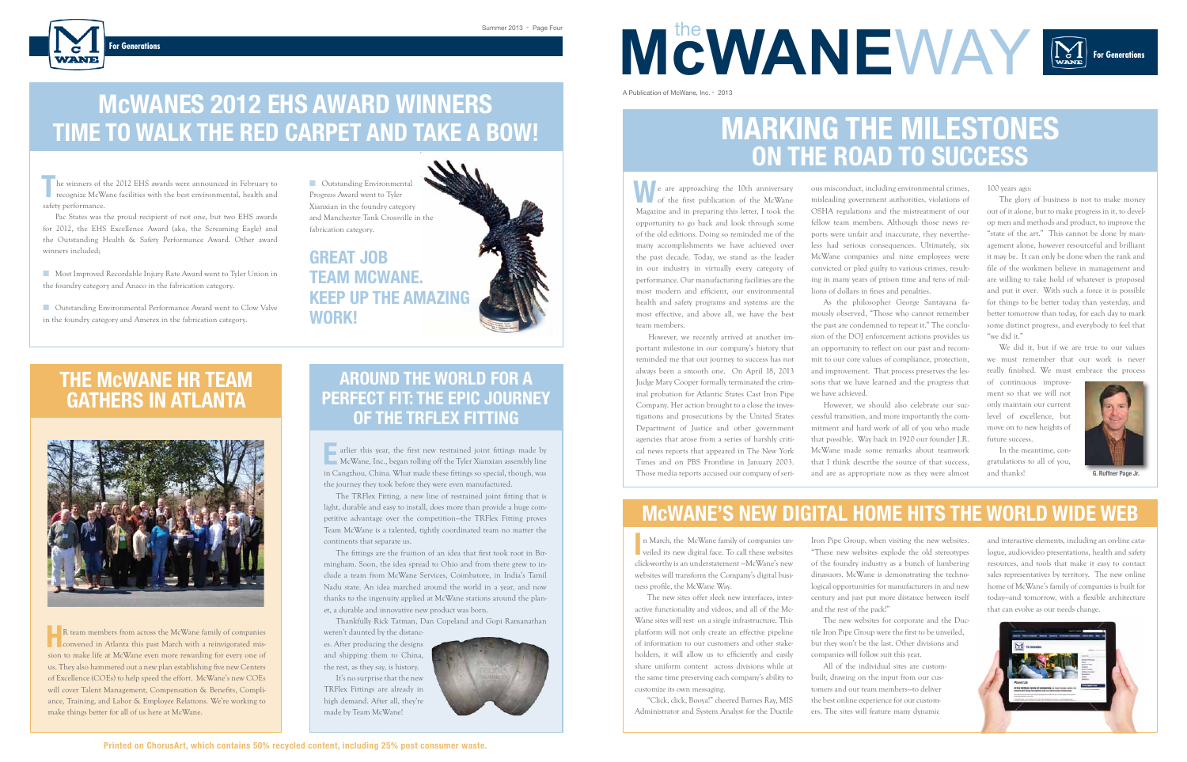# the McWANEWAY

A Publication of McWane, Inc. • 2013

## MARKING THE MILESTONES ON THE ROAD TO SUCCESS

We are approaching the 10th anniversary of the first publication of the McWane Magazine and in preparing this letter, I took the opportunity to go back and look through some of the old editions. Doing so reminded me of the many accomplishments we have achieved over the past decade. Today, we stand as the leader in our industry in virtually every category of performance. Our manufacturing facilities are the most modern and efficient, our environmental health and safety programs and systems are the most effective, and above all, we have the best team members.

However, we recently arrived at another important milestone in our company's history that reminded me that our journey to success has not always been a smooth one. On April 18, 2013 Judge Mary Cooper formally terminated the criminal probation for Atlantic States Cast Iron Pipe Company. Her action brought to a close the investigations and prosecutions by the United States Department of Justice and other government agencies that arose from a series of harshly critical news reports that appeared in The New York Times and on PBS Frontline in January 2003. Those media reports accused our company of serious misconduct, including environmental crimes, misleading government authorities, violations of OSHA regulations and the mistreatment of our fellow team members. Although those news reports were unfair and inaccurate, they nevertheless had serious consequences. Ultimately, six McWane companies and nine employees were convicted or pled guilty to various crimes, resulting in many years of prison time and tens of millions of dollars in fines and penalties.

As the philosopher George Santayana famously observed, "Those who cannot remember the past are condemned to repeat it." The conclusion of the DOJ enforcement actions provides us an opportunity to reflect on our past and recommit to our core values of compliance, protection, and improvement. That process preserves the lessons that we have learned and the progress that we have achieved.

However, we should also celebrate our successful transition, and more importantly the commitment and hard work of all of you who made that possible. Way back in 1920 our founder J.R. McWane made some remarks about teamwork that I think describe the source of that success, and are as appropriate now as they were almost 100 years ago:

The glory of business is not to make money out of it alone, but to make progress in it, to develop men and methods and product, to improve the "state of the art." This cannot be done by management alone, however resourceful and brilliant it may be. It can only be done when the rank and file of the workmen believe in management and are willing to take hold of whatever is proposed and put it over. With such a force it is possible for things to be better today than yesterday, and better tomorrow than today, for each day to mark some distinct progress, and everybody to feel that "we did it."

We did it, but if we are true to our values we must remember that our work is never really finished. We must embrace the process of continuous improvement so that we will not only maintain our current level of excellence, but move on to new heights of future success.

In the meantime, congratulations to all of you, and thanks!

G. Ruffner Page Jr.

## McWANE'S NEW DIGITAL HOME HITS THE WORLD WIDE WEB

In March, the McWane family of companies unveiled its new digital face. To call these websites click-worthy is an understatement —McWane's new websites will transform the Company's digital business profile, the McWane Way.

The new sites offer sleek new interfaces, interactive functionality and videos, and all of the McWane sites will rest on a single infrastructure. This platform will not only create an effective pipeline of information to our customers and other stakeholders, it will allow us to efficiently and easily share uniform content across divisions while at the same time preserving each company's ability to customize its own messaging.

"Click, click, Booya!" cheered Barnes Ray, MIS Administrator and System Analyst for the Ductile Iron Pipe Group, when visiting the new websites. "These new websites explode the old stereotypes of the foundry industry as a bunch of lumbering dinasaurs. McWane is demonstrating the technological opportunities for manufacturers in and new century and just put more distance between itself and the rest of the pack!"

The new websites for corporate and the Ductile Iron Pipe Group were the first to be unveiled, but they won't be the last. Other divisions and companies will follow suit this year.

All of the individual sites are custom-built, drawing on the input from our customers and our team members—to deliver the best online experience for our customers. The sites will feature many dynamic and interactive elements, including an on-line catalogue, audio-video presentations, health and safety resources, and tools that make it easy to contact sales representatives by territory. The new online home of McWane's family of companies is built for today–and tomorrow, with a flexible architecture that can evolve as our needs change.

## McWANES 2012 EHS AWARD WINNERS TIME TO WALK THE RED CARPET AND TAKE A BOW!

The winners of the 2012 EHS awards were announced in February to recognize McWane facilities with the best environmental, health and safety performance.

Pac States was the proud recipient of not one, but two EHS awards for 2012, the EHS Excellence Award (aka, the Screaming Eagle) and the Outstanding Health & Safety Performance Award. Other award winners included;

- Most Improved Recordable Injury Rate Award went to Tyler Union in the foundry category and Anaco in the fabrication category.
- Outstanding Environmental Performance Award went to Clow Valve in the foundry category and Amerex in the fabrication category.
- Outstanding Environmental Progress Award went to Tyler Xianxian in the foundry category and Manchester Tank Crossville in the fabrication category.

**GREAT JOB TEAM McWANE. KEEP UP THE AMAZING WORK!**

## THE McWANE HR TEAM GATHERS IN ATLANTA

HR team members from across the McWane family of companies convened in Atlanta this past March with a reinvigorated mission to make life at McWane even more rewarding for every one of us. They also hammered out a new plan establishing five new Centers of Excellence (COEs) to help speed the effort. McWane's new COEs will cover Talent Management, Compensation & Benefits, Compliance, Training, and Labor & Employee Relations. We're working to make things better for all of us here at McWane.

## AROUND THE WORLD FOR A PERFECT FIT: THE EPIC JOURNEY OF THE TRFLEX FITTING

Earlier this year, the first new restrained joint fittings made by McWane, Inc., began rolling off the Tyler Xianxian assembly line in Cangzhou, China. What made these fittings so special, though, was the journey they took before they were even manufactured.

The TRFlex Fitting, a new line of restrained joint fitting that is light, durable and easy to install, does more than provide a huge competitive advantage over the competition—the TRFlex Fitting proves Team McWane is a talented, tightly coordinated team no matter the continents that separate us.

The fittings are the fruition of an idea that first took root in Birmingham. Soon, the idea spread to Ohio and from there grew to include a team from McWane Services, Coimbatore, in India's Tamil Nadu state. An idea marched around the world in a year, and now thanks to the ingenuity applied at McWane stations around the planet, a durable and innovative new product was born.

Thankfully Rick Tatman, Dan Copeland and Gopi Ramanathan weren't daunted by the distances. After producing the designs and shipping them to China, the rest, as they say, is history.

It's no surprise that the new TRFlex Fittings are already in high demand. After all, they're made by Team McWane!

Printed on ChorusArt, which contains 50% recycled content, including 25% post consumer waste.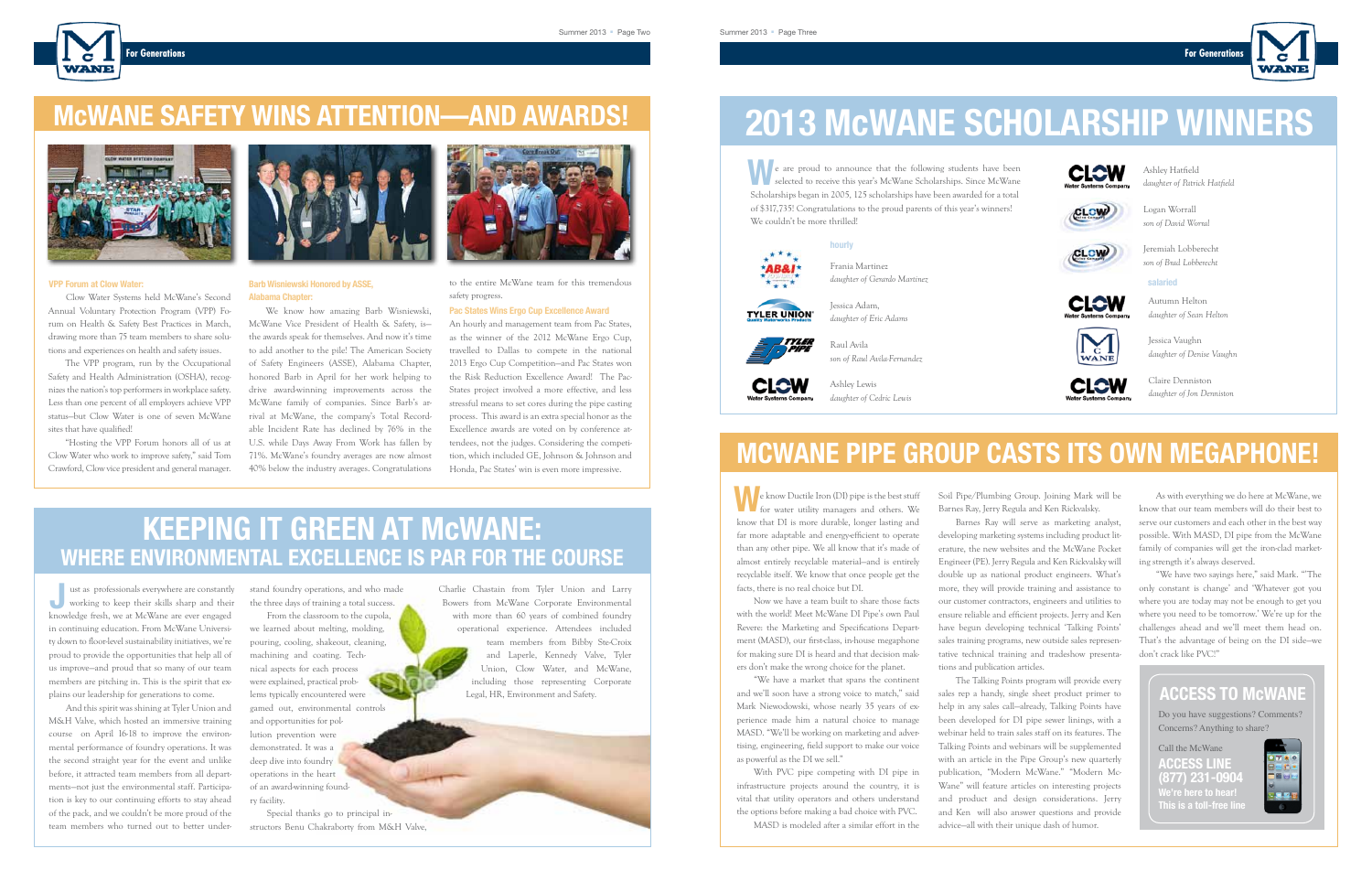# McWANE SAFETY WINS ATTENTION—AND AWARDS!

**VPP Forum at Clow Water:**

Clow Water Systems held McWane's Second Annual Voluntary Protection Program (VPP) Forum on Health & Safety Best Practices in March, drawing more than 75 team members to share solutions and experiences on health and safety issues.

The VPP program, run by the Occupational Safety and Health Administration (OSHA), recognizes the nation's top performers in workplace safety. Less than one percent of all employers achieve VPP status—but Clow Water is one of seven McWane sites that have qualified!

"Hosting the VPP Forum honors all of us at Clow Water who work to improve safety," said Tom Crawford, Clow vice president and general manager.

**Barb Wisniewski Honored by ASSE, Alabama Chapter:**

We know how amazing Barb Wisniewski, McWane Vice President of Health & Safety, is—the awards speak for themselves. And now it's time to add another to the pile! The American Society of Safety Engineers (ASSE), Alabama Chapter, honored Barb in April for her work helping to drive award-winning improvements across the McWane family of companies. Since Barb's arrival at McWane, the company's Total Recordable Incident Rate has declined by 76% in the U.S. while Days Away From Work has fallen by 71%. McWane's foundry averages are now almost 40% below the industry averages. Congratulations to the entire McWane team for this tremendous safety progress.

**Pac States Wins Ergo Cup Excellence Award**

An hourly and management team from Pac States, as the winner of the 2012 McWane Ergo Cup, travelled to Dallas to compete in the national 2013 Ergo Cup Competition—and Pac States won the Risk Reduction Excellence Award! The Pac States project involved a more effective, and less stressful means to set cores during the pipe casting process. This award is an extra special honor as the Excellence awards are voted on by conference attendees, not the judges. Considering the competition, which included GE, Johnson & Johnson and Honda, Pac States' win is even more impressive.

# KEEPING IT GREEN AT McWANE:
## WHERE ENVIRONMENTAL EXCELLENCE IS PAR FOR THE COURSE

Just as professionals everywhere are constantly working to keep their skills sharp and their knowledge fresh, we at McWane are ever engaged in continuing education. From McWane University down to floor-level sustainability initiatives, we're proud to provide the opportunities that help all of us improve—and proud that so many of our team members are pitching in. This is the spirit that explains our leadership for generations to come.

And this spirit was shining at Tyler Union and M&H Valve, which hosted an immersive training course on April 16-18 to improve the environmental performance of foundry operations. It was the second straight year for the event and unlike before, it attracted team members from all departments—not just the environmental staff. Participation is key to our continuing efforts to stay ahead of the pack, and we couldn't be more proud of the team members who turned out to better understand foundry operations, and who made the three days of training a total success.

From the classroom to the cupola, we learned about melting, molding, pouring, cooling, shakeout, cleaning, machining and coating. Technical aspects for each process were explained, practical problems typically encountered were gamed out, environmental controls and opportunities for pollution prevention were demonstrated. It was a deep dive into foundry operations in the heart of an award-winning foundry facility.

Special thanks go to principal instructors Benu Chakraborty from M&H Valve, Charlie Chastain from Tyler Union and Larry Bowers from McWane Corporate Environmental with more than 60 years of combined foundry operational experience. Attendees included team members from Bibby Ste-Croix and Laperle, Kennedy Valve, Tyler Union, Clow Water, and McWane, including those representing Corporate Legal, HR, Environment and Safety.

# 2013 McWANE SCHOLARSHIP WINNERS

We are proud to announce that the following students have been selected to receive this year's McWane Scholarships. Since McWane Scholarships began in 2005, 125 scholarships have been awarded for a total of $317,735! Congratulations to the proud parents of this year's winners! We couldn't be more thrilled!

**hourly**

Frania Martinez
*daughter of Gerardo Martinez*

Jessica Adam,
*daughter of Eric Adams*

Raul Avila
*son of Raul Avila-Fernandez*

Ashley Lewis
*daughter of Cedric Lewis*

Ashley Hatfield
*daughter of Patrick Hatfield*

Logan Worrall
*son of David Worral*

Jeremiah Lobberecht
*son of Brad Lobberecht*

**salaried**

Autumn Helton
*daughter of Sean Helton*

Jessica Vaughn
*daughter of Denise Vaughn*

Claire Denniston
*daughter of Jon Denniston*

# McWANE PIPE GROUP CASTS ITS OWN MEGAPHONE!

We know Ductile Iron (DI) pipe is the best stuff for water utility managers and others. We know that DI is more durable, longer lasting and far more adaptable and energy-efficient to operate than any other pipe. We all know that it's made of almost entirely recyclable material—and is entirely recyclable itself. We know that once people get the facts, there is no real choice but DI.

Now we have a team built to share those facts with the world! Meet McWane DI Pipe's own Paul Revere: the Marketing and Specifications Department (MASD), our first-class, in-house megaphone for making sure DI is heard and that decision makers don't make the wrong choice for the planet.

"We have a market that spans the continent and we'll soon have a strong voice to match," said Mark Niewodowski, whose nearly 35 years of experience made him a natural choice to manage MASD. "We'll be working on marketing and advertising, engineering, field support to make our voice as powerful as the DI we sell."

With PVC pipe competing with DI pipe in infrastructure projects around the country, it is vital that utility operators and others understand the options before making a bad choice with PVC.

MASD is modeled after a similar effort in the Soil Pipe/Plumbing Group. Joining Mark will be Barnes Ray, Jerry Regula and Ken Rickvalsky.

Barnes Ray will serve as marketing analyst, developing marketing systems including product literature, the new websites and the McWane Pocket Engineer (PE). Jerry Regula and Ken Rickvalsky will double up as national product engineers. What's more, they will provide training and assistance to our customer contractors, engineers and utilities to ensure reliable and efficient projects. Jerry and Ken have begun developing technical 'Talking Points' sales training programs, new outside sales representative technical training and tradeshow presentations and publication articles.

The Talking Points program will provide every sales rep a handy, single sheet product primer to help in any sales call—already, Talking Points have been developed for DI pipe sewer linings, with a webinar held to train sales staff on its features. The Talking Points and webinars will be supplemented with an article in the Pipe Group's new quarterly publication, "Modern McWane." "Modern McWane" will feature articles on interesting projects and product and design considerations. Jerry and Ken will also answer questions and provide advice—all with their unique dash of humor.

As with everything we do here at McWane, we know that our team members will do their best to serve our customers and each other in the best way possible. With MASD, DI pipe from the McWane family of companies will get the iron-clad marketing strength it's always deserved.

"We have two sayings here," said Mark. "'The only constant is change' and 'Whatever got you where you are today may not be enough to get you where you need to be tomorrow.' We're up for the challenges ahead and we'll meet them head on. That's the advantage of being on the DI side—we don't crack like PVC!"

## ACCESS TO McWANE

Do you have suggestions? Comments? Concerns? Anything to share?

Call the McWane

**ACCESS LINE**
**(877) 231-0904**
**We're here to hear!**
**This is a toll-free line**